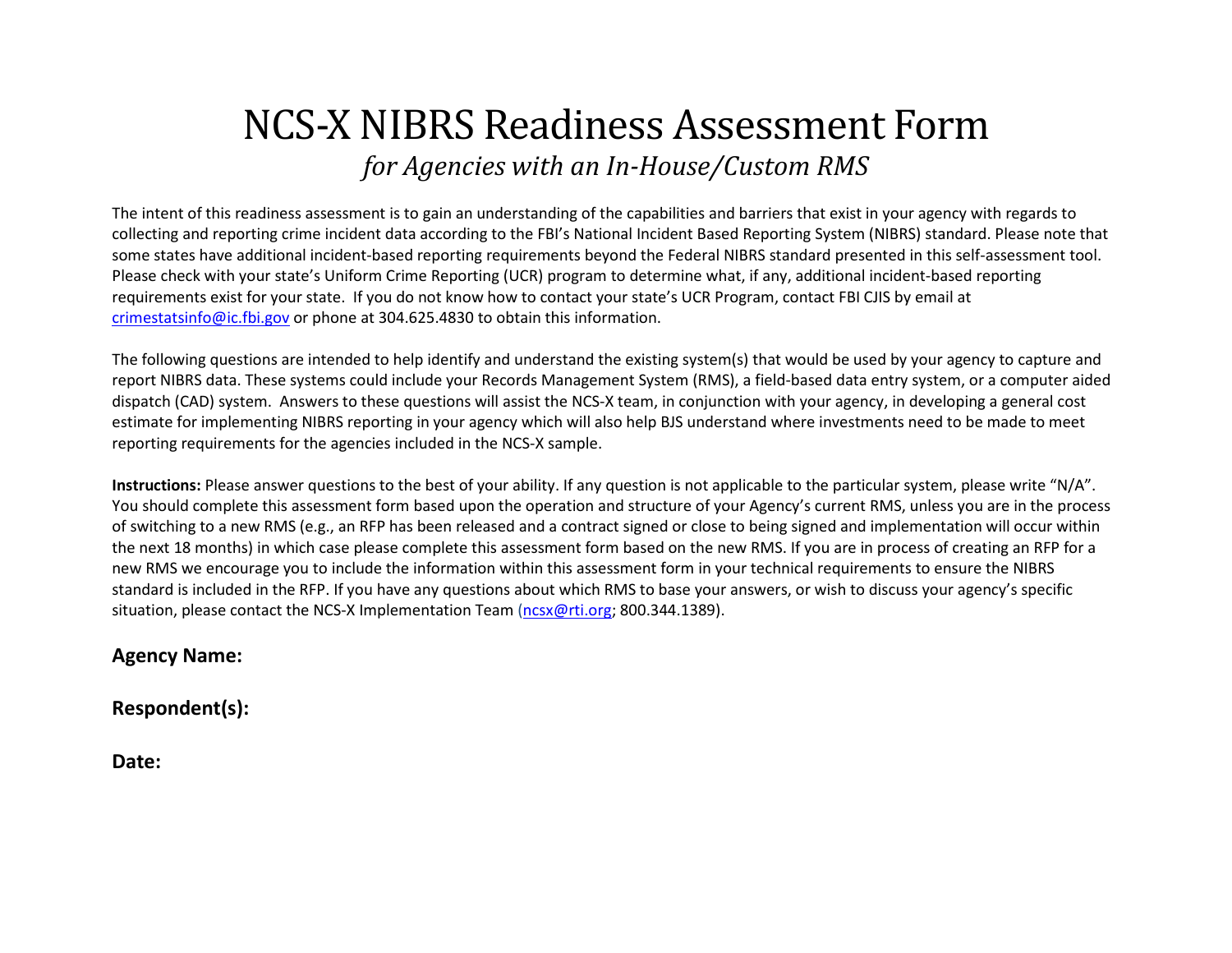# NCS-X NIBRS Readiness Assessment Form

*for Agencies with an In-House/Custom RMS*

The intent of this readiness assessment is to gain an understanding of the capabilities and barriers that exist in your agency with regards to collecting and reporting crime incident data according to the FBI's National Incident Based Reporting System (NIBRS) standard. Please note that some states have additional incident-based reporting requirements beyond the Federal NIBRS standard presented in this self-assessment tool. Please check with your state's Uniform Crime Reporting (UCR) program to determine what, if any, additional incident-based reporting requirements exist for your state. If you do not know how to contact your state's UCR Program, contact FBI CJIS by email at crimestatsinfo@ic.fbi.gov or phone at 304.625.4830 to obtain this information.

The following questions are intended to help identify and understand the existing system(s) that would be used by your agency to capture and report NIBRS data. These systems could include your Records Management System (RMS), a field-based data entry system, or a computer aided dispatch (CAD) system. Answers to these questions will assist the NCS-X team, in conjunction with your agency, in developing a general cost estimate for implementing NIBRS reporting in your agency which will also help BJS understand where investments need to be made to meet reporting requirements for the agencies included in the NCS-X sample.

**Instructions:** Please answer questions to the best of your ability. If any question is not applicable to the particular system, please write "N/A". You should complete this assessment form based upon the operation and structure of your Agency's current RMS, unless you are in the process of switching to a new RMS (e.g., an RFP has been released and a contract signed or close to being signed and implementation will occur within the next 18 months) in which case please complete this assessment form based on the new RMS. If you are in process of creating an RFP for a new RMS we encourage you to include the information within this assessment form in your technical requirements to ensure the NIBRS standard is included in the RFP. If you have any questions about which RMS to base your answers, or wish to discuss your agency's specific situation, please contact the NCS-X Implementation Team (ncsx@rti.org; 800.344.1389).

**Agency Name:**

**Respondent(s):**

**Date:**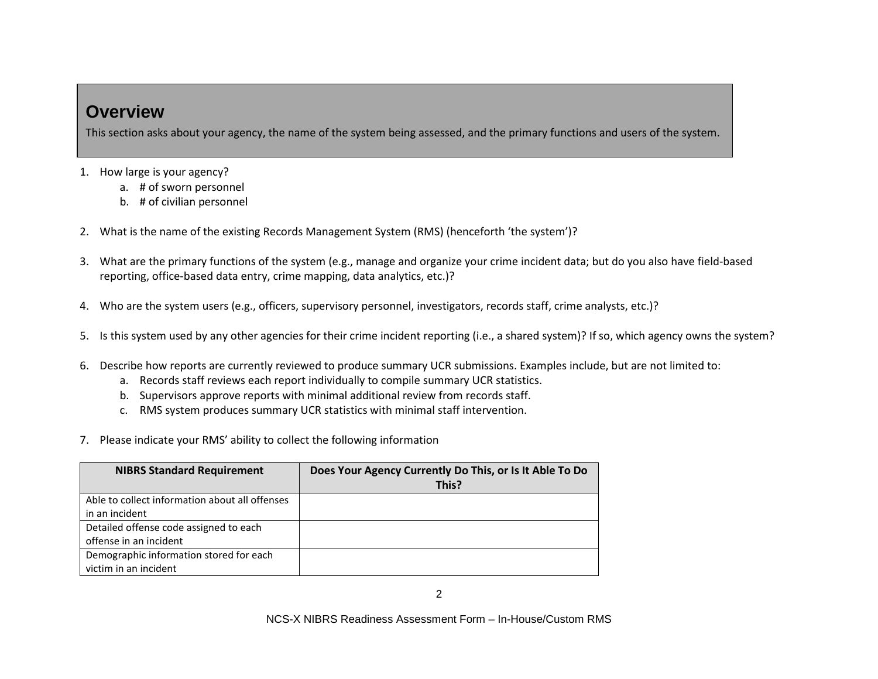## Overview

This section asks about your agency, the name of the system being assessed, and the primary functions and users of the system.

1. How large is your agency?
    a. # of sworn personnel
    b. # of civilian personnel

2. What is the name of the existing Records Management System (RMS) (henceforth 'the system')?

3. What are the primary functions of the system (e.g., manage and organize your crime incident data; but do you also have field-based reporting, office-based data entry, crime mapping, data analytics, etc.)?

4. Who are the system users (e.g., officers, supervisory personnel, investigators, records staff, crime analysts, etc.)?

5. Is this system used by any other agencies for their crime incident reporting (i.e., a shared system)? If so, which agency owns the system?

6. Describe how reports are currently reviewed to produce summary UCR submissions. Examples include, but are not limited to:
    a. Records staff reviews each report individually to compile summary UCR statistics.
    b. Supervisors approve reports with minimal additional review from records staff.
    c. RMS system produces summary UCR statistics with minimal staff intervention.

7. Please indicate your RMS' ability to collect the following information

| NIBRS Standard Requirement | Does Your Agency Currently Do This, or Is It Able To Do This? |
|---|---|
| Able to collect information about all offenses in an incident | |
| Detailed offense code assigned to each offense in an incident | |
| Demographic information stored for each victim in an incident | |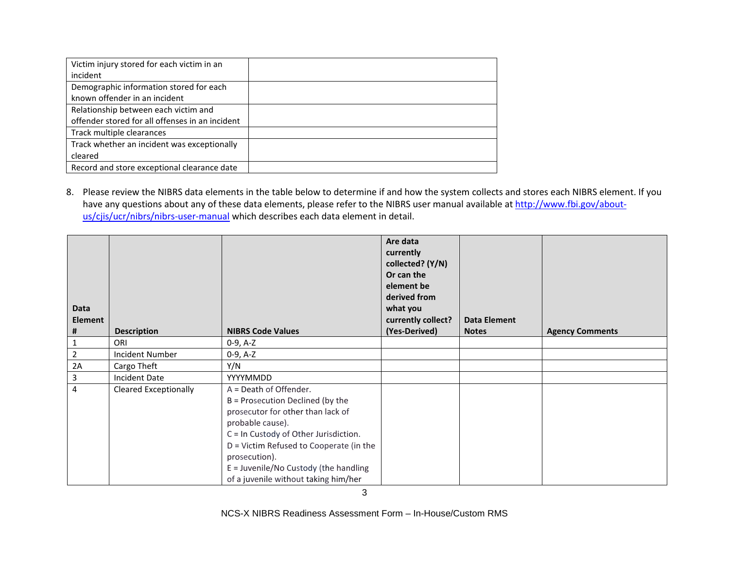| | |
|---|---|
| Victim injury stored for each victim in an incident | |
| Demographic information stored for each known offender in an incident | |
| Relationship between each victim and offender stored for all offenses in an incident | |
| Track multiple clearances | |
| Track whether an incident was exceptionally cleared | |
| Record and store exceptional clearance date | |

8. Please review the NIBRS data elements in the table below to determine if and how the system collects and stores each NIBRS element. If you have any questions about any of these data elements, please refer to the NIBRS user manual available at [http://www.fbi.gov/about-us/cjis/ucr/nibrs/nibrs-user-manual](http://www.fbi.gov/about-us/cjis/ucr/nibrs/nibrs-user-manual) which describes each data element in detail.

| Data Element # | Description | NIBRS Code Values | Are data currently collected? (Y/N) Or can the element be derived from what you currently collect? (Yes-Derived) | Data Element Notes | Agency Comments |
|---|---|---|---|---|---|
| 1 | ORI | 0-9, A-Z | | | |
| 2 | Incident Number | 0-9, A-Z | | | |
| 2A | Cargo Theft | Y/N | | | |
| 3 | Incident Date | YYYYMMDD | | | |
| 4 | Cleared Exceptionally | A = Death of Offender.<br>B = Prosecution Declined (by the prosecutor for other than lack of probable cause).<br>C = In Custody of Other Jurisdiction.<br>D = Victim Refused to Cooperate (in the prosecution).<br>E = Juvenile/No Custody (the handling of a juvenile without taking him/her | | | |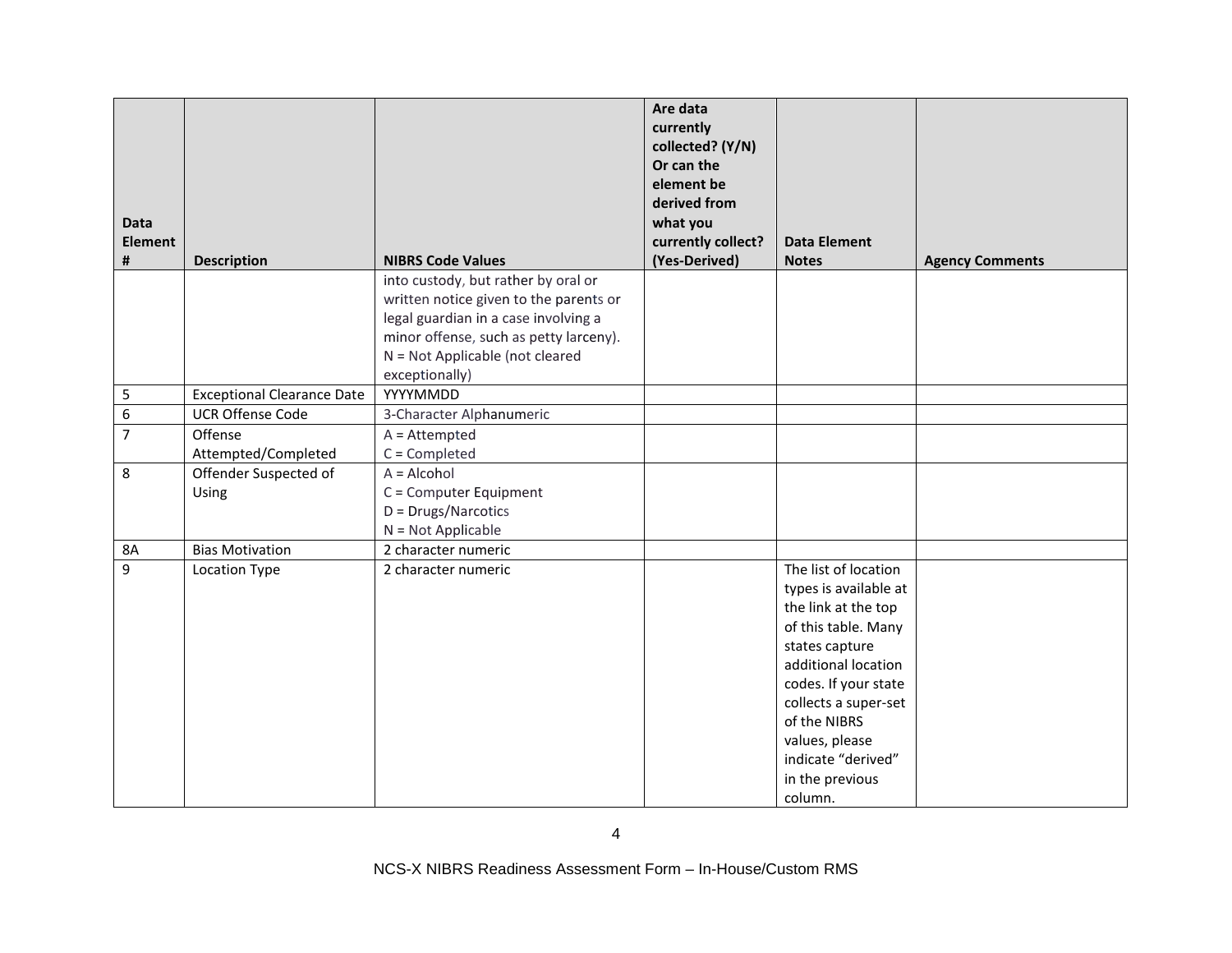| Data Element # | Description | NIBRS Code Values | Are data currently collected? (Y/N) Or can the element be derived from what you currently collect? (Yes-Derived) | Data Element Notes | Agency Comments |
|---|---|---|---|---|---|
| | | into custody, but rather by oral or written notice given to the parents or legal guardian in a case involving a minor offense, such as petty larceny).<br>N = Not Applicable (not cleared exceptionally) | | | |
| 5 | Exceptional Clearance Date | YYYYMMDD | | | |
| 6 | UCR Offense Code | 3-Character Alphanumeric | | | |
| 7 | Offense Attempted/Completed | A = Attempted<br>C = Completed | | | |
| 8 | Offender Suspected of Using | A = Alcohol<br>C = Computer Equipment<br>D = Drugs/Narcotics<br>N = Not Applicable | | | |
| 8A | Bias Motivation | 2 character numeric | | | |
| 9 | Location Type | 2 character numeric | | The list of location types is available at the link at the top of this table. Many states capture additional location codes. If your state collects a super-set of the NIBRS values, please indicate "derived" in the previous column. | |

NCS-X NIBRS Readiness Assessment Form – In-House/Custom RMS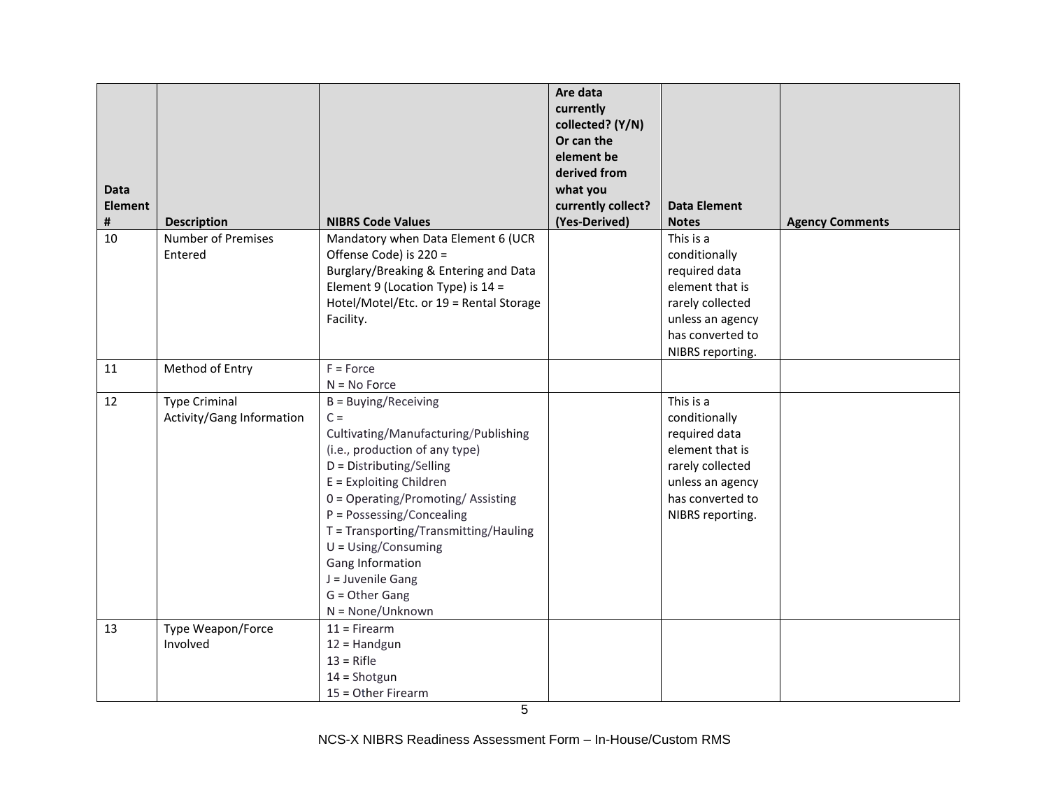| Data Element # | Description | NIBRS Code Values | Are data currently collected? (Y/N) Or can the element be derived from what you currently collect? (Yes-Derived) | Data Element Notes | Agency Comments |
|---|---|---|---|---|---|
| 10 | Number of Premises Entered | Mandatory when Data Element 6 (UCR Offense Code) is 220 = Burglary/Breaking & Entering and Data Element 9 (Location Type) is 14 = Hotel/Motel/Etc. or 19 = Rental Storage Facility. | | This is a conditionally required data element that is rarely collected unless an agency has converted to NIBRS reporting. | |
| 11 | Method of Entry | F = Force<br>N = No Force | | | |
| 12 | Type Criminal Activity/Gang Information | B = Buying/Receiving<br>C = Cultivating/Manufacturing/Publishing (i.e., production of any type)<br>D = Distributing/Selling<br>E = Exploiting Children<br>0 = Operating/Promoting/ Assisting<br>P = Possessing/Concealing<br>T = Transporting/Transmitting/Hauling<br>U = Using/Consuming<br>Gang Information<br>J = Juvenile Gang<br>G = Other Gang<br>N = None/Unknown | | This is a conditionally required data element that is rarely collected unless an agency has converted to NIBRS reporting. | |
| 13 | Type Weapon/Force Involved | 11 = Firearm<br>12 = Handgun<br>13 = Rifle<br>14 = Shotgun<br>15 = Other Firearm | | | |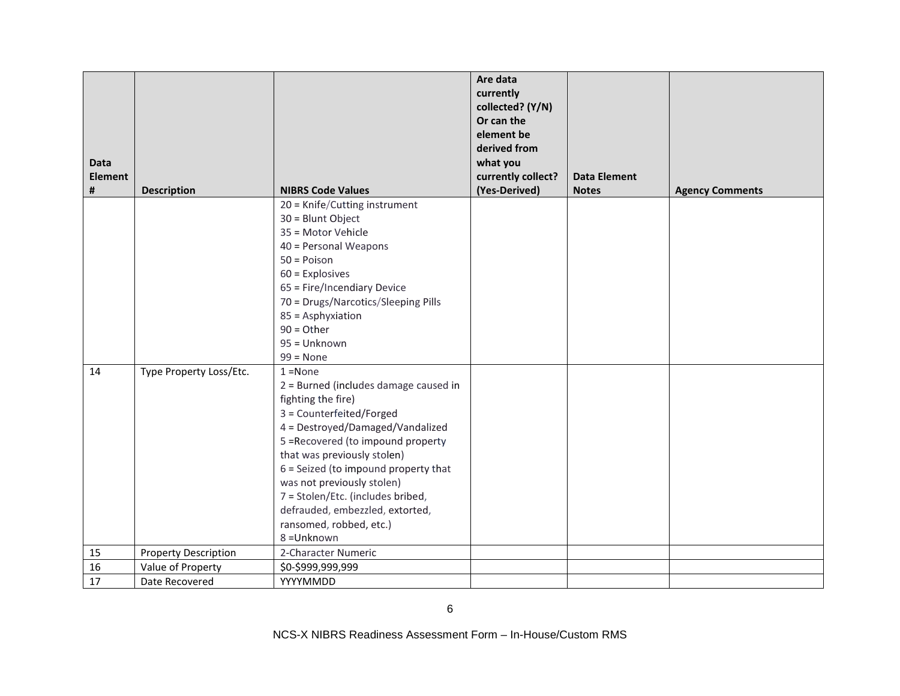| Data Element # | Description | NIBRS Code Values | Are data currently collected? (Y/N) Or can the element be derived from what you currently collect? (Yes-Derived) | Data Element Notes | Agency Comments |
|---|---|---|---|---|---|
| | | 20 = Knife/Cutting instrument<br>30 = Blunt Object<br>35 = Motor Vehicle<br>40 = Personal Weapons<br>50 = Poison<br>60 = Explosives<br>65 = Fire/Incendiary Device<br>70 = Drugs/Narcotics/Sleeping Pills<br>85 = Asphyxiation<br>90 = Other<br>95 = Unknown<br>99 = None | | | |
| 14 | Type Property Loss/Etc. | 1 =None<br>2 = Burned (includes damage caused in fighting the fire)<br>3 = Counterfeited/Forged<br>4 = Destroyed/Damaged/Vandalized<br>5 =Recovered (to impound property that was previously stolen)<br>6 = Seized (to impound property that was not previously stolen)<br>7 = Stolen/Etc. (includes bribed, defrauded, embezzled, extorted, ransomed, robbed, etc.)<br>8 =Unknown | | | |
| 15 | Property Description | 2-Character Numeric | | | |
| 16 | Value of Property | $0-$999,999,999 | | | |
| 17 | Date Recovered | YYYYMMDD | | | |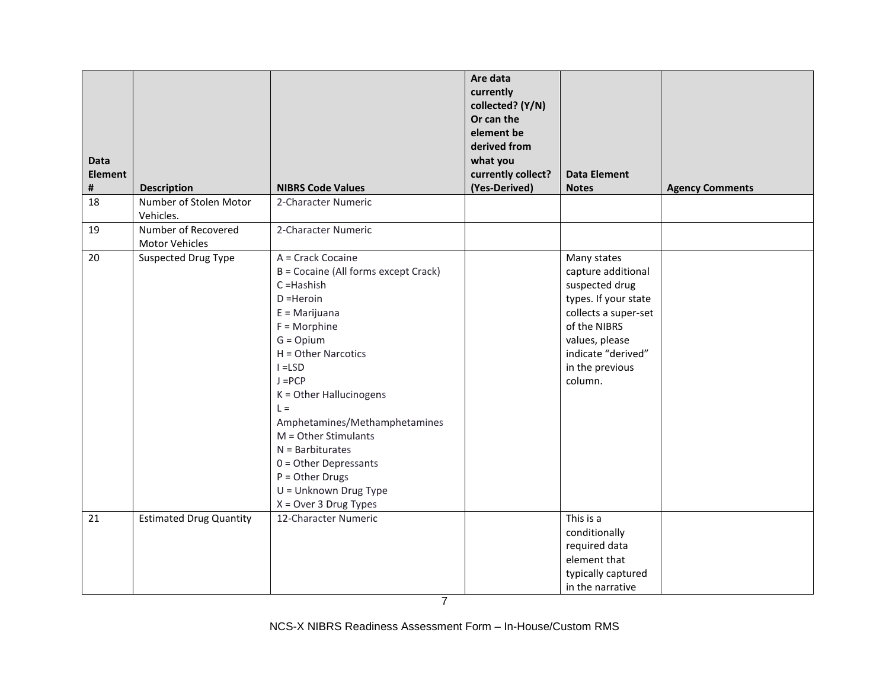| Data Element # | Description | NIBRS Code Values | Are data currently collected? (Y/N) Or can the element be derived from what you currently collect? (Yes-Derived) | Data Element Notes | Agency Comments |
|---|---|---|---|---|---|
| 18 | Number of Stolen Motor Vehicles. | 2-Character Numeric | | | |
| 19 | Number of Recovered Motor Vehicles | 2-Character Numeric | | | |
| 20 | Suspected Drug Type | A = Crack Cocaine<br>B = Cocaine (All forms except Crack)<br>C =Hashish<br>D =Heroin<br>E = Marijuana<br>F = Morphine<br>G = Opium<br>H = Other Narcotics<br>I =LSD<br>J =PCP<br>K = Other Hallucinogens<br>L = Amphetamines/Methamphetamines<br>M = Other Stimulants<br>N = Barbiturates<br>0 = Other Depressants<br>P = Other Drugs<br>U = Unknown Drug Type<br>X = Over 3 Drug Types | | Many states capture additional suspected drug types. If your state collects a super-set of the NIBRS values, please indicate “derived” in the previous column. | |
| 21 | Estimated Drug Quantity | 12-Character Numeric | | This is a conditionally required data element that typically captured in the narrative | |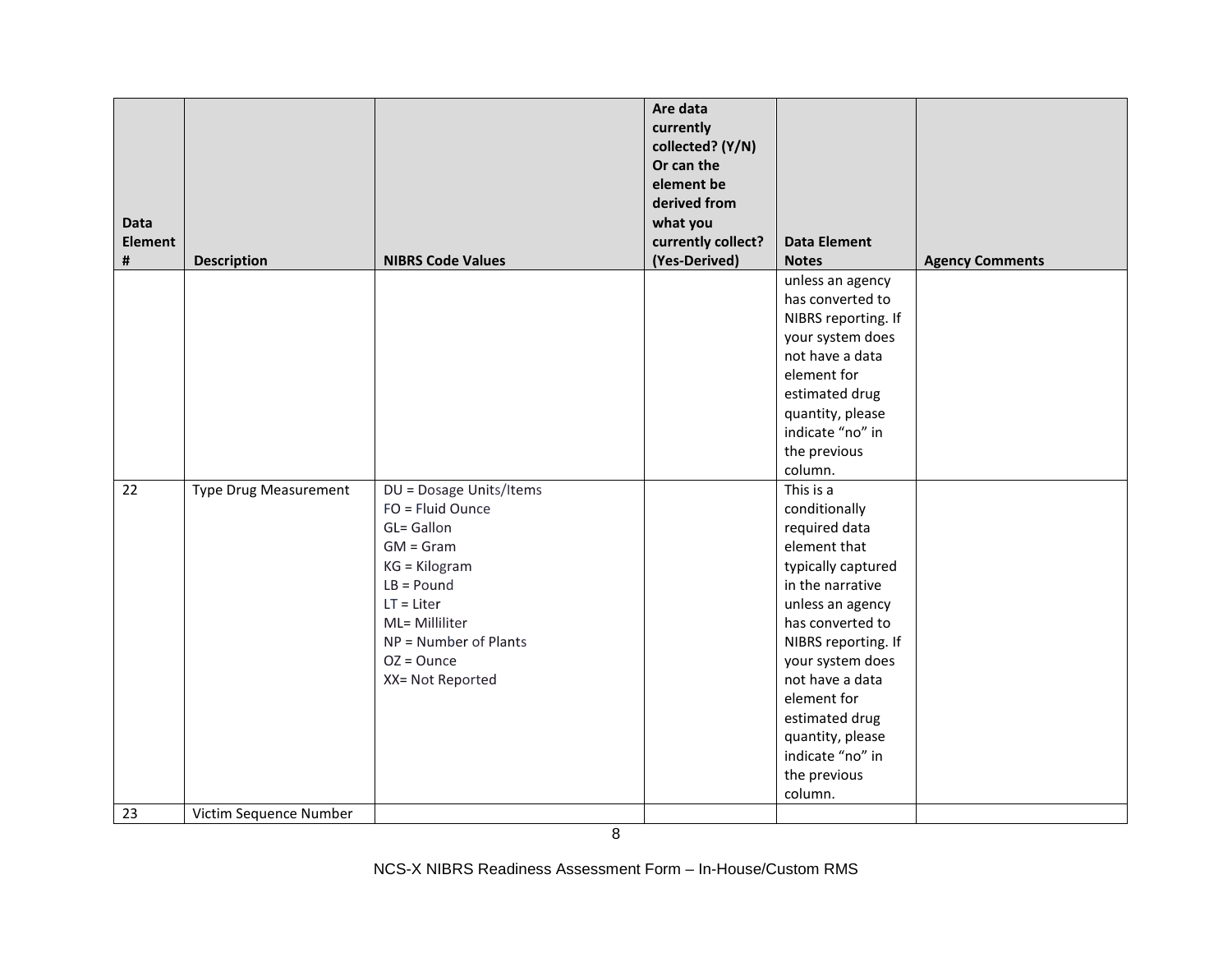| Data Element # | Description | NIBRS Code Values | Are data currently collected? (Y/N) Or can the element be derived from what you currently collect? (Yes-Derived) | Data Element Notes | Agency Comments |
|---|---|---|---|---|---|
| | | | | unless an agency has converted to NIBRS reporting. If your system does not have a data element for estimated drug quantity, please indicate "no" in the previous column. | |
| 22 | Type Drug Measurement | DU = Dosage Units/Items<br>FO = Fluid Ounce<br>GL= Gallon<br>GM = Gram<br>KG = Kilogram<br>LB = Pound<br>LT = Liter<br>ML= Milliliter<br>NP = Number of Plants<br>OZ = Ounce<br>XX= Not Reported | | This is a conditionally required data element that typically captured in the narrative unless an agency has converted to NIBRS reporting. If your system does not have a data element for estimated drug quantity, please indicate "no" in the previous column. | |
| 23 | Victim Sequence Number | | | | |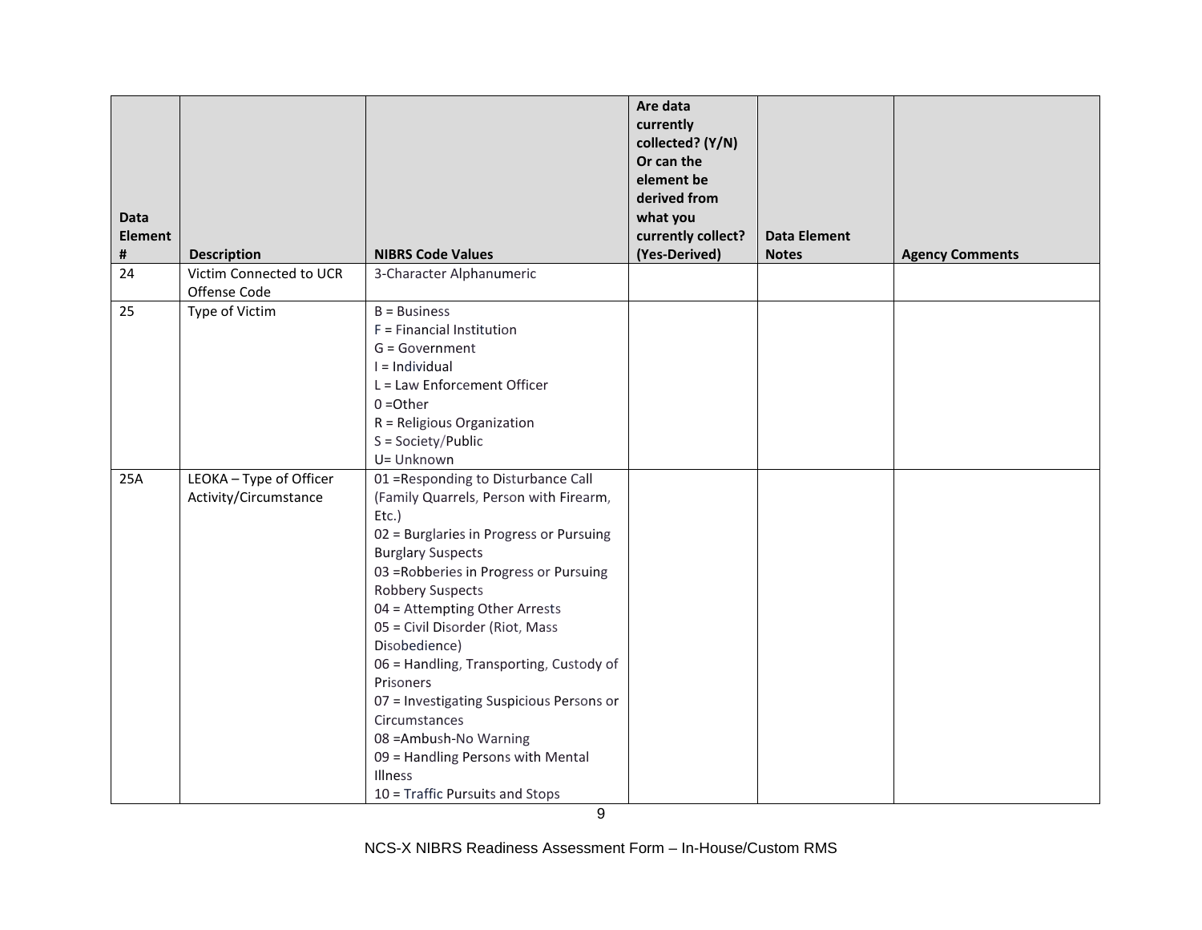| Data Element # | Description | NIBRS Code Values | Are data currently collected? (Y/N) Or can the element be derived from what you currently collect? (Yes-Derived) | Data Element Notes | Agency Comments |
|---|---|---|---|---|---|
| 24 | Victim Connected to UCR Offense Code | 3-Character Alphanumeric | | | |
| 25 | Type of Victim | B = Business<br>F = Financial Institution<br>G = Government<br>I = Individual<br>L = Law Enforcement Officer<br>0 =Other<br>R = Religious Organization<br>S = Society/Public<br>U= Unknown | | | |
| 25A | LEOKA – Type of Officer Activity/Circumstance | 01 =Responding to Disturbance Call (Family Quarrels, Person with Firearm, Etc.)<br>02 = Burglaries in Progress or Pursuing Burglary Suspects<br>03 =Robberies in Progress or Pursuing Robbery Suspects<br>04 = Attempting Other Arrests<br>05 = Civil Disorder (Riot, Mass Disobedience)<br>06 = Handling, Transporting, Custody of Prisoners<br>07 = Investigating Suspicious Persons or Circumstances<br>08 =Ambush-No Warning<br>09 = Handling Persons with Mental Illness<br>10 = Traffic Pursuits and Stops | | | |

NCS-X NIBRS Readiness Assessment Form – In-House/Custom RMS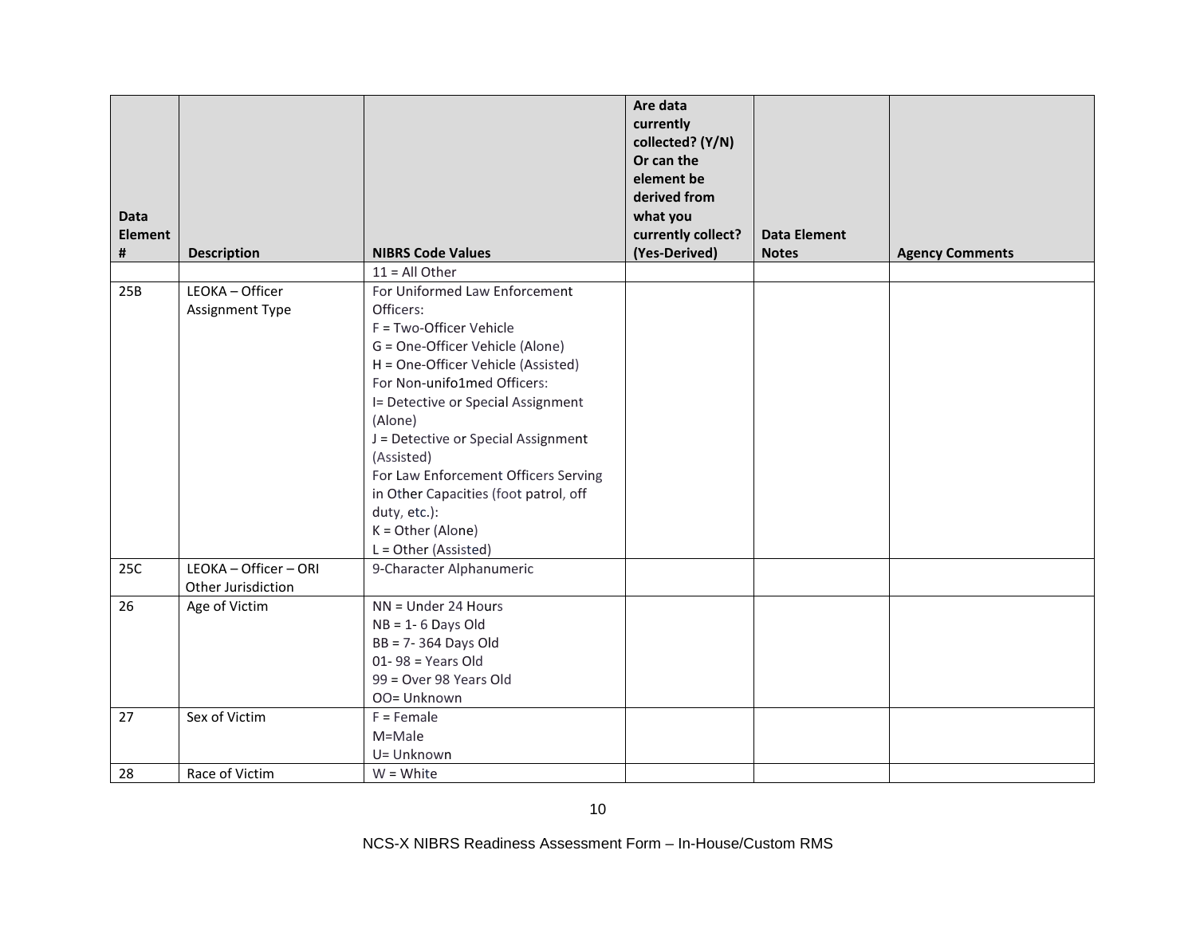| Data Element # | Description | NIBRS Code Values | Are data currently collected? (Y/N) Or can the element be derived from what you currently collect? (Yes-Derived) | Data Element Notes | Agency Comments |
|---|---|---|---|---|---|
| | | 11 = All Other | | | |
| 25B | LEOKA – Officer Assignment Type | For Uniformed Law Enforcement Officers:<br>F = Two-Officer Vehicle<br>G = One-Officer Vehicle (Alone)<br>H = One-Officer Vehicle (Assisted)<br>For Non-unifo1med Officers:<br>I= Detective or Special Assignment (Alone)<br>J = Detective or Special Assignment (Assisted)<br>For Law Enforcement Officers Serving in Other Capacities (foot patrol, off duty, etc.):<br>K = Other (Alone)<br>L = Other (Assisted) | | | |
| 25C | LEOKA – Officer – ORI Other Jurisdiction | 9-Character Alphanumeric | | | |
| 26 | Age of Victim | NN = Under 24 Hours<br>NB = 1- 6 Days Old<br>BB = 7- 364 Days Old<br>01- 98 = Years Old<br>99 = Over 98 Years Old<br>OO= Unknown | | | |
| 27 | Sex of Victim | F = Female<br>M=Male<br>U= Unknown | | | |
| 28 | Race of Victim | W = White | | | |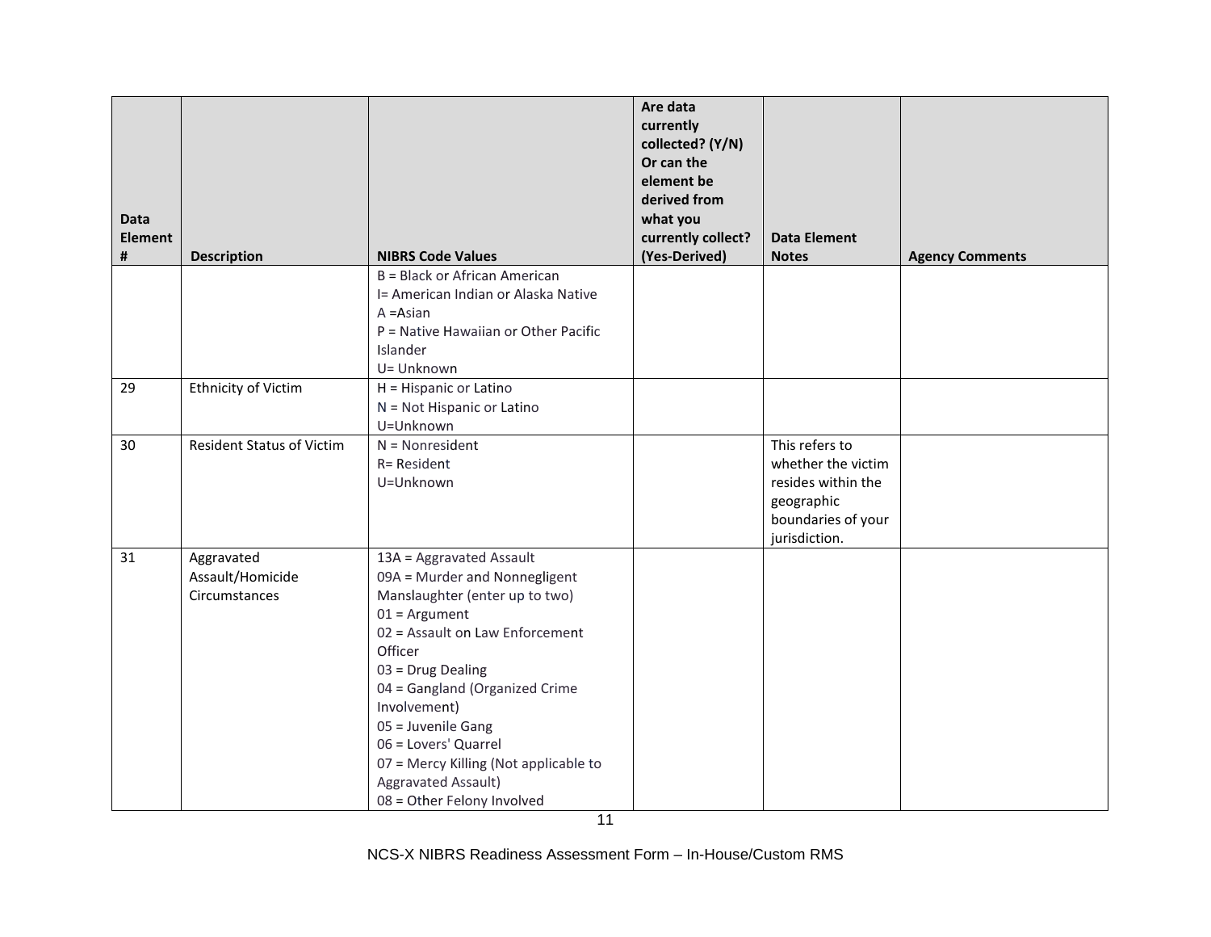| Data Element # | Description | NIBRS Code Values | Are data currently collected? (Y/N) Or can the element be derived from what you currently collect? (Yes-Derived) | Data Element Notes | Agency Comments |
|---|---|---|---|---|---|
| | | B = Black or African American<br>I= American Indian or Alaska Native<br>A =Asian<br>P = Native Hawaiian or Other Pacific Islander<br>U= Unknown | | | |
| 29 | Ethnicity of Victim | H = Hispanic or Latino<br>N = Not Hispanic or Latino<br>U=Unknown | | | |
| 30 | Resident Status of Victim | N = Nonresident<br>R= Resident<br>U=Unknown | | This refers to whether the victim resides within the geographic boundaries of your jurisdiction. | |
| 31 | Aggravated Assault/Homicide Circumstances | 13A = Aggravated Assault<br>09A = Murder and Nonnegligent Manslaughter (enter up to two)<br>01 = Argument<br>02 = Assault on Law Enforcement Officer<br>03 = Drug Dealing<br>04 = Gangland (Organized Crime Involvement)<br>05 = Juvenile Gang<br>06 = Lovers' Quarrel<br>07 = Mercy Killing (Not applicable to Aggravated Assault)<br>08 = Other Felony Involved | | | |

NCS-X NIBRS Readiness Assessment Form – In-House/Custom RMS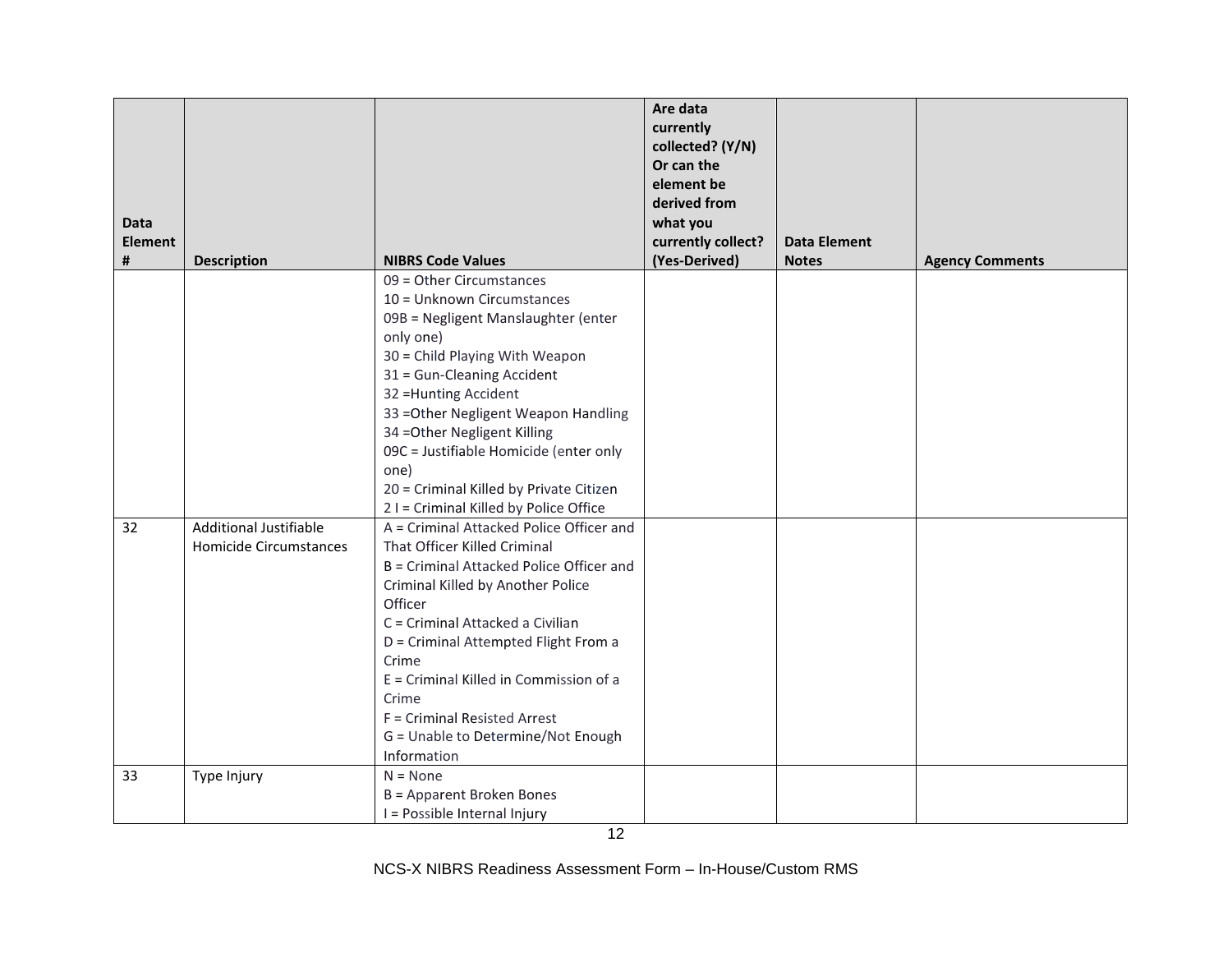| Data Element # | Description | NIBRS Code Values | Are data currently collected? (Y/N) Or can the element be derived from what you currently collect? (Yes-Derived) | Data Element Notes | Agency Comments |
|---|---|---|---|---|---|
| | | 09 = Other Circumstances<br>10 = Unknown Circumstances<br>09B = Negligent Manslaughter (enter only one)<br>30 = Child Playing With Weapon<br>31 = Gun-Cleaning Accident<br>32 =Hunting Accident<br>33 =Other Negligent Weapon Handling<br>34 =Other Negligent Killing<br>09C = Justifiable Homicide (enter only one)<br>20 = Criminal Killed by Private Citizen<br>2 I = Criminal Killed by Police Office | | | |
| 32 | Additional Justifiable Homicide Circumstances | A = Criminal Attacked Police Officer and That Officer Killed Criminal<br>B = Criminal Attacked Police Officer and Criminal Killed by Another Police Officer<br>C = Criminal Attacked a Civilian<br>D = Criminal Attempted Flight From a Crime<br>E = Criminal Killed in Commission of a Crime<br>F = Criminal Resisted Arrest<br>G = Unable to Determine/Not Enough Information | | | |
| 33 | Type Injury | N = None<br>B = Apparent Broken Bones<br>I = Possible Internal Injury | | | |

NCS-X NIBRS Readiness Assessment Form – In-House/Custom RMS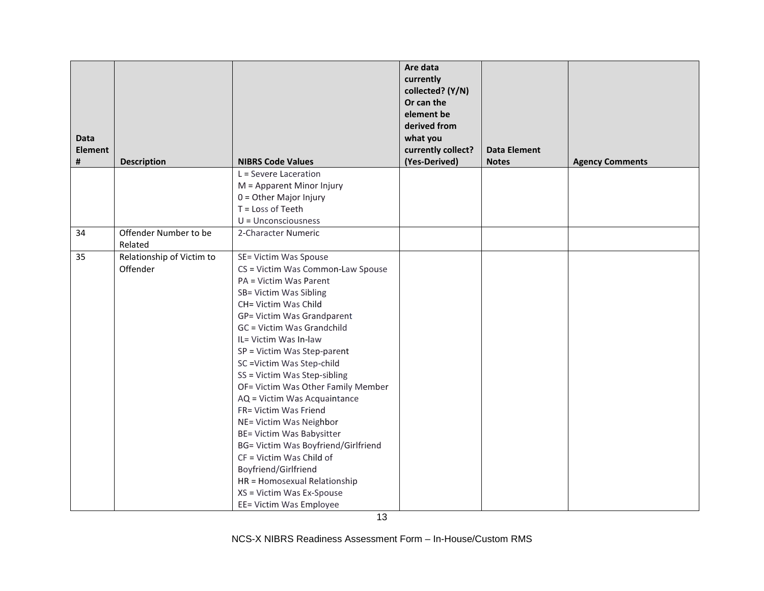| Data Element # | Description | NIBRS Code Values | Are data currently collected? (Y/N) Or can the element be derived from what you currently collect? (Yes-Derived) | Data Element Notes | Agency Comments |
|---|---|---|---|---|---|
| | | L = Severe Laceration<br>M = Apparent Minor Injury<br>0 = Other Major Injury<br>T = Loss of Teeth<br>U = Unconsciousness | | | |
| 34 | Offender Number to be Related | 2-Character Numeric | | | |
| 35 | Relationship of Victim to Offender | SE= Victim Was Spouse<br>CS = Victim Was Common-Law Spouse<br>PA = Victim Was Parent<br>SB= Victim Was Sibling<br>CH= Victim Was Child<br>GP= Victim Was Grandparent<br>GC = Victim Was Grandchild<br>IL= Victim Was In-law<br>SP = Victim Was Step-parent<br>SC =Victim Was Step-child<br>SS = Victim Was Step-sibling<br>OF= Victim Was Other Family Member<br>AQ = Victim Was Acquaintance<br>FR= Victim Was Friend<br>NE= Victim Was Neighbor<br>BE= Victim Was Babysitter<br>BG= Victim Was Boyfriend/Girlfriend<br>CF = Victim Was Child of Boyfriend/Girlfriend<br>HR = Homosexual Relationship<br>XS = Victim Was Ex-Spouse<br>EE= Victim Was Employee | | | |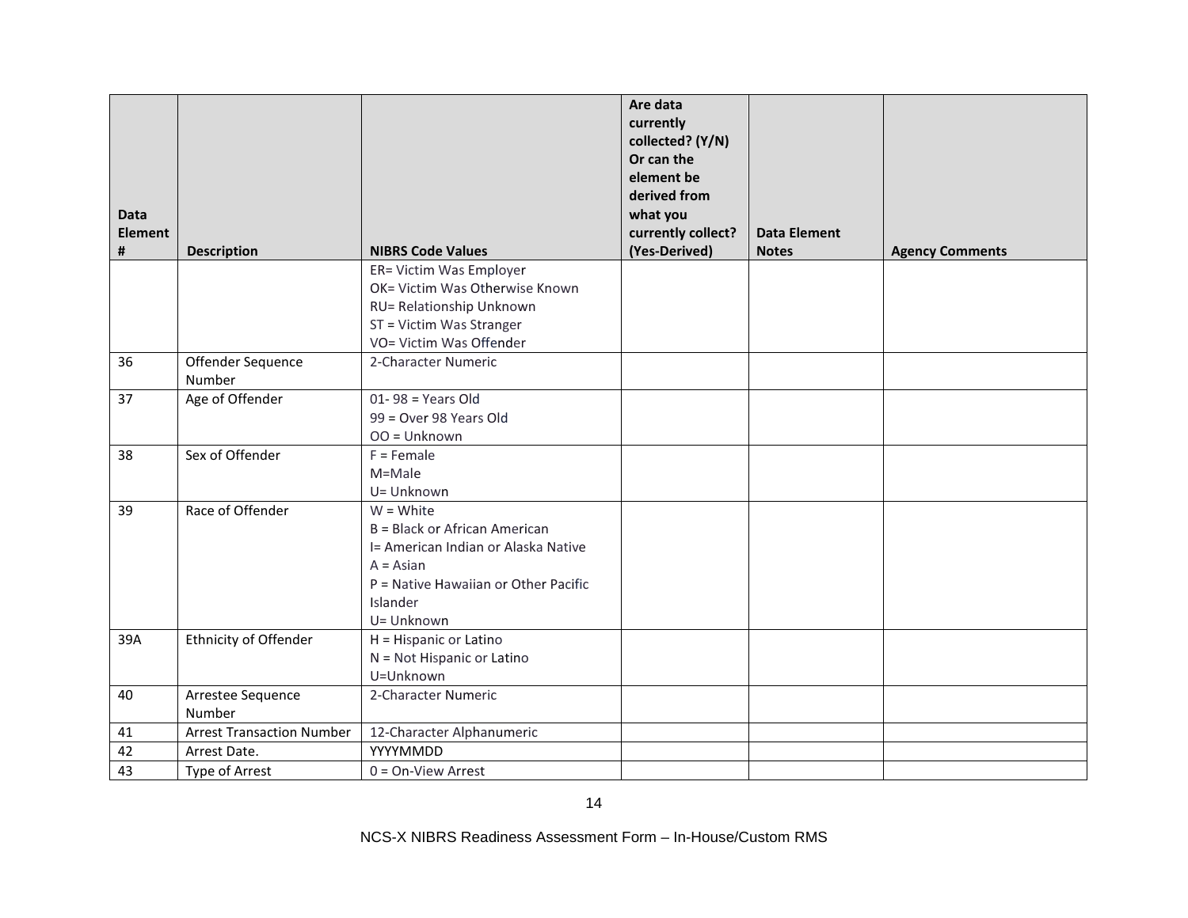| Data Element # | Description | NIBRS Code Values | Are data currently collected? (Y/N) Or can the element be derived from what you currently collect? (Yes-Derived) | Data Element Notes | Agency Comments |
|---|---|---|---|---|---|
| | | ER= Victim Was Employer<br>OK= Victim Was Otherwise Known<br>RU= Relationship Unknown<br>ST = Victim Was Stranger<br>VO= Victim Was Offender | | | |
| 36 | Offender Sequence Number | 2-Character Numeric | | | |
| 37 | Age of Offender | 01- 98 = Years Old<br>99 = Over 98 Years Old<br>OO = Unknown | | | |
| 38 | Sex of Offender | F = Female<br>M=Male<br>U= Unknown | | | |
| 39 | Race of Offender | W = White<br>B = Black or African American<br>I= American Indian or Alaska Native<br>A = Asian<br>P = Native Hawaiian or Other Pacific Islander<br>U= Unknown | | | |
| 39A | Ethnicity of Offender | H = Hispanic or Latino<br>N = Not Hispanic or Latino<br>U=Unknown | | | |
| 40 | Arrestee Sequence Number | 2-Character Numeric | | | |
| 41 | Arrest Transaction Number | 12-Character Alphanumeric | | | |
| 42 | Arrest Date. | YYYYMMDD | | | |
| 43 | Type of Arrest | 0 = On-View Arrest | | | |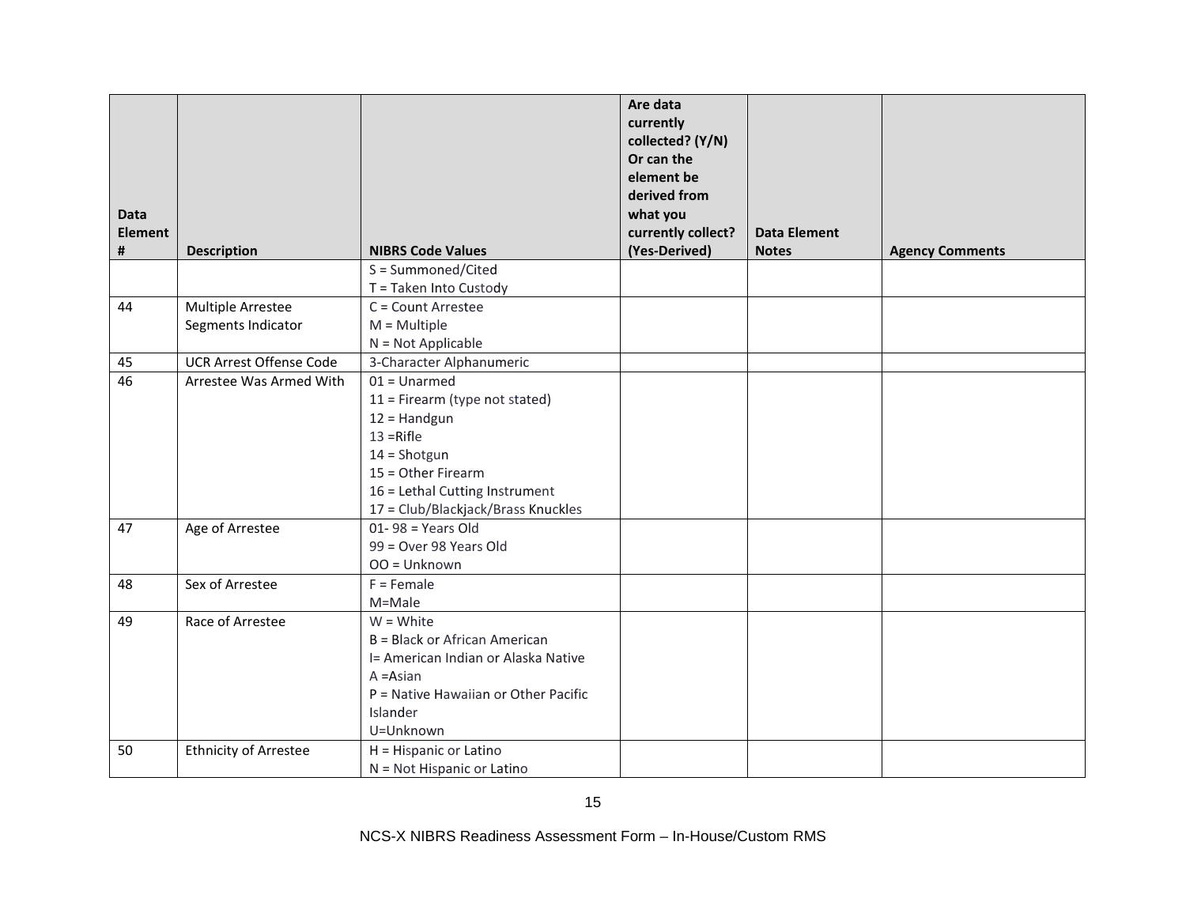| Data Element # | Description | NIBRS Code Values | Are data currently collected? (Y/N) Or can the element be derived from what you currently collect? (Yes-Derived) | Data Element Notes | Agency Comments |
|---|---|---|---|---|---|
| | | S = Summoned/Cited<br>T = Taken Into Custody | | | |
| 44 | Multiple Arrestee Segments Indicator | C = Count Arrestee<br>M = Multiple<br>N = Not Applicable | | | |
| 45 | UCR Arrest Offense Code | 3-Character Alphanumeric | | | |
| 46 | Arrestee Was Armed With | 01 = Unarmed<br>11 = Firearm (type not stated)<br>12 = Handgun<br>13 =Rifle<br>14 = Shotgun<br>15 = Other Firearm<br>16 = Lethal Cutting Instrument<br>17 = Club/Blackjack/Brass Knuckles | | | |
| 47 | Age of Arrestee | 01- 98 = Years Old<br>99 = Over 98 Years Old<br>OO = Unknown | | | |
| 48 | Sex of Arrestee | F = Female<br>M=Male | | | |
| 49 | Race of Arrestee | W = White<br>B = Black or African American<br>I= American Indian or Alaska Native<br>A =Asian<br>P = Native Hawaiian or Other Pacific Islander<br>U=Unknown | | | |
| 50 | Ethnicity of Arrestee | H = Hispanic or Latino<br>N = Not Hispanic or Latino | | | |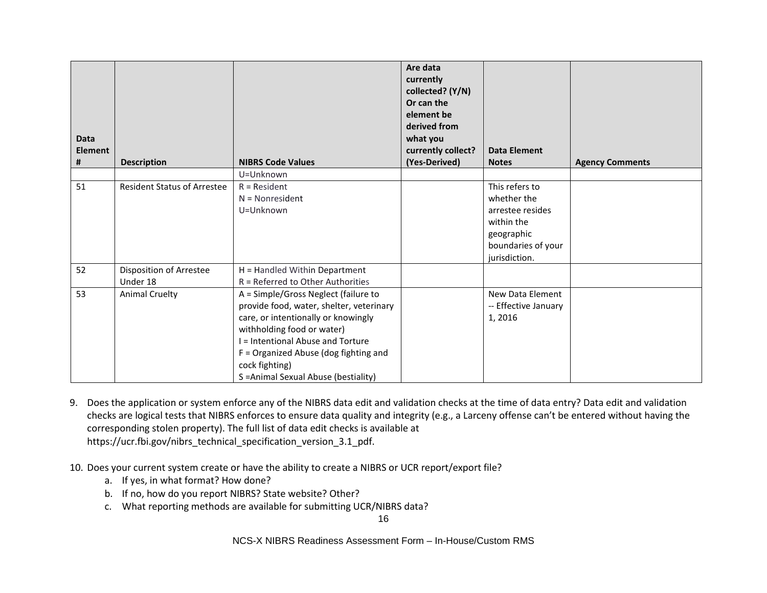| Data Element # | Description | NIBRS Code Values | Are data currently collected? (Y/N) Or can the element be derived from what you currently collect? (Yes-Derived) | Data Element Notes | Agency Comments |
|---|---|---|---|---|---|
| | | U=Unknown | | | |
| 51 | Resident Status of Arrestee | R = Resident<br>N = Nonresident<br>U=Unknown | | This refers to whether the arrestee resides within the geographic boundaries of your jurisdiction. | |
| 52 | Disposition of Arrestee Under 18 | H = Handled Within Department<br>R = Referred to Other Authorities | | | |
| 53 | Animal Cruelty | A = Simple/Gross Neglect (failure to provide food, water, shelter, veterinary care, or intentionally or knowingly withholding food or water)<br>I = Intentional Abuse and Torture<br>F = Organized Abuse (dog fighting and cock fighting)<br>S =Animal Sexual Abuse (bestiality) | | New Data Element -- Effective January 1, 2016 | |

9. Does the application or system enforce any of the NIBRS data edit and validation checks at the time of data entry? Data edit and validation checks are logical tests that NIBRS enforces to ensure data quality and integrity (e.g., a Larceny offense can't be entered without having the corresponding stolen property). The full list of data edit checks is available at https://ucr.fbi.gov/nibrs_technical_specification_version_3.1_pdf.

10. Does your current system create or have the ability to create a NIBRS or UCR report/export file?
    a. If yes, in what format? How done?
    b. If no, how do you report NIBRS? State website? Other?
    c. What reporting methods are available for submitting UCR/NIBRS data?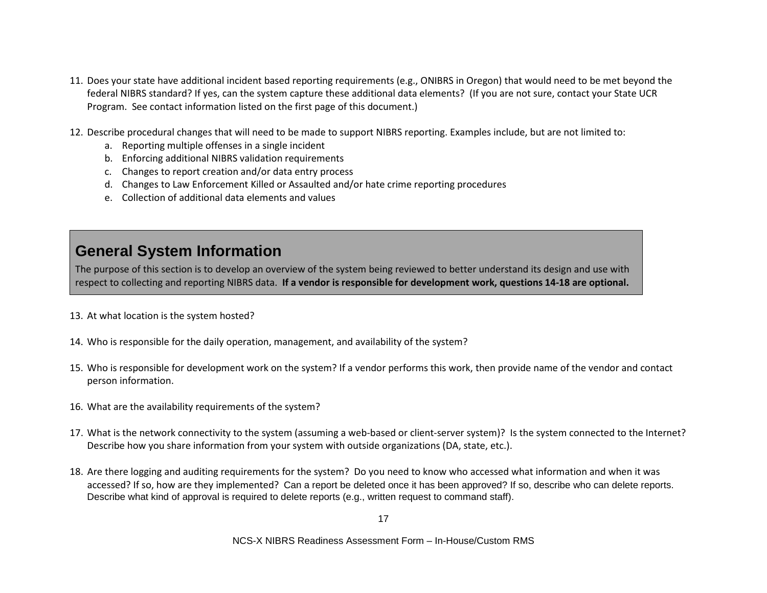11. Does your state have additional incident based reporting requirements (e.g., ONIBRS in Oregon) that would need to be met beyond the federal NIBRS standard? If yes, can the system capture these additional data elements? (If you are not sure, contact your State UCR Program. See contact information listed on the first page of this document.)

12. Describe procedural changes that will need to be made to support NIBRS reporting. Examples include, but are not limited to:
    a. Reporting multiple offenses in a single incident
    b. Enforcing additional NIBRS validation requirements
    c. Changes to report creation and/or data entry process
    d. Changes to Law Enforcement Killed or Assaulted and/or hate crime reporting procedures
    e. Collection of additional data elements and values

## General System Information

The purpose of this section is to develop an overview of the system being reviewed to better understand its design and use with respect to collecting and reporting NIBRS data. **If a vendor is responsible for development work, questions 14-18 are optional.**

13. At what location is the system hosted?

14. Who is responsible for the daily operation, management, and availability of the system?

15. Who is responsible for development work on the system? If a vendor performs this work, then provide name of the vendor and contact person information.

16. What are the availability requirements of the system?

17. What is the network connectivity to the system (assuming a web-based or client-server system)? Is the system connected to the Internet? Describe how you share information from your system with outside organizations (DA, state, etc.).

18. Are there logging and auditing requirements for the system? Do you need to know who accessed what information and when it was accessed? If so, how are they implemented? Can a report be deleted once it has been approved? If so, describe who can delete reports. Describe what kind of approval is required to delete reports (e.g., written request to command staff).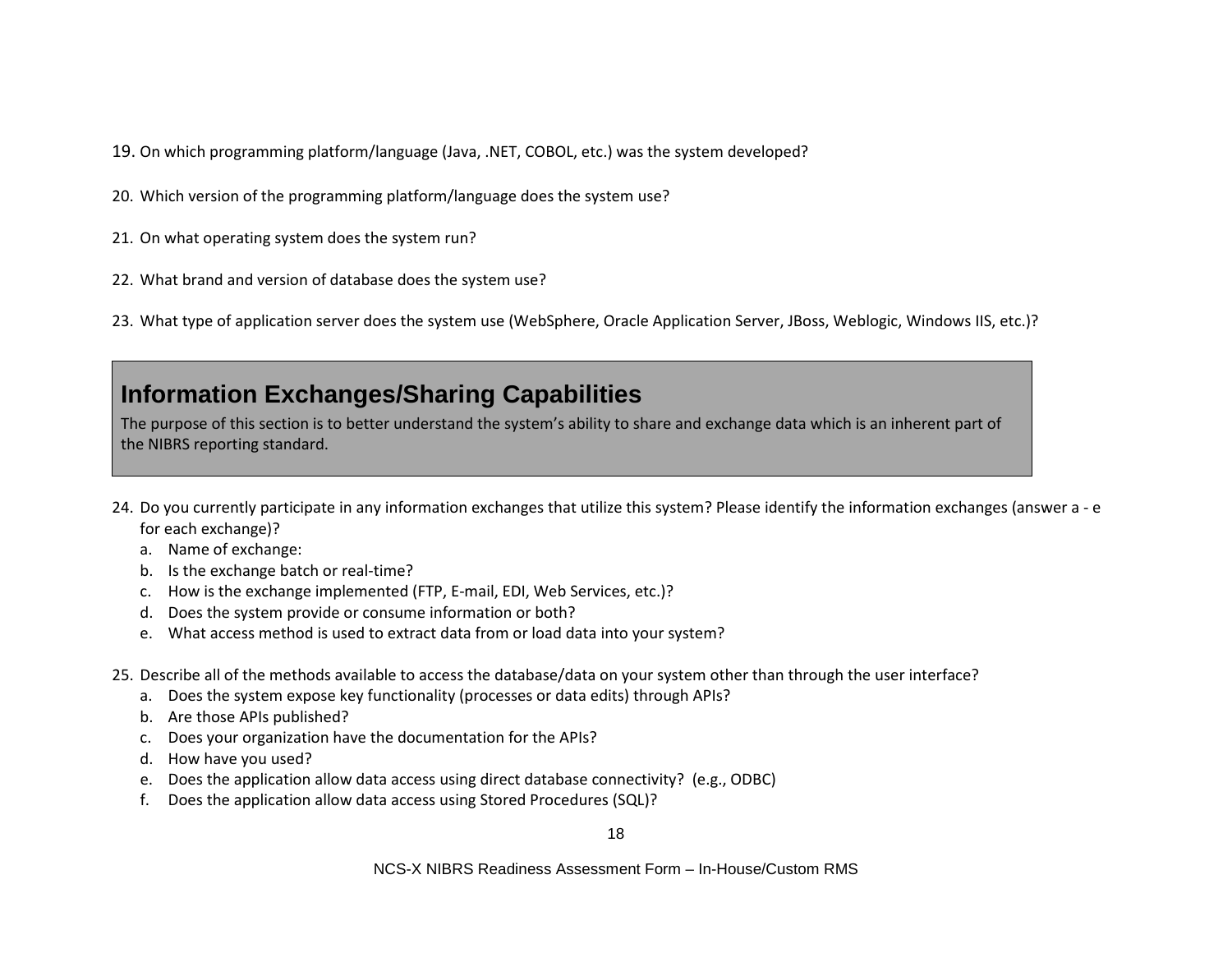19. On which programming platform/language (Java, .NET, COBOL, etc.) was the system developed?

20. Which version of the programming platform/language does the system use?

21. On what operating system does the system run?

22. What brand and version of database does the system use?

23. What type of application server does the system use (WebSphere, Oracle Application Server, JBoss, Weblogic, Windows IIS, etc.)?

## Information Exchanges/Sharing Capabilities

The purpose of this section is to better understand the system's ability to share and exchange data which is an inherent part of the NIBRS reporting standard.

24. Do you currently participate in any information exchanges that utilize this system? Please identify the information exchanges (answer a - e for each exchange)?
    a. Name of exchange:
    b. Is the exchange batch or real-time?
    c. How is the exchange implemented (FTP, E-mail, EDI, Web Services, etc.)?
    d. Does the system provide or consume information or both?
    e. What access method is used to extract data from or load data into your system?

25. Describe all of the methods available to access the database/data on your system other than through the user interface?
    a. Does the system expose key functionality (processes or data edits) through APIs?
    b. Are those APIs published?
    c. Does your organization have the documentation for the APIs?
    d. How have you used?
    e. Does the application allow data access using direct database connectivity? (e.g., ODBC)
    f. Does the application allow data access using Stored Procedures (SQL)?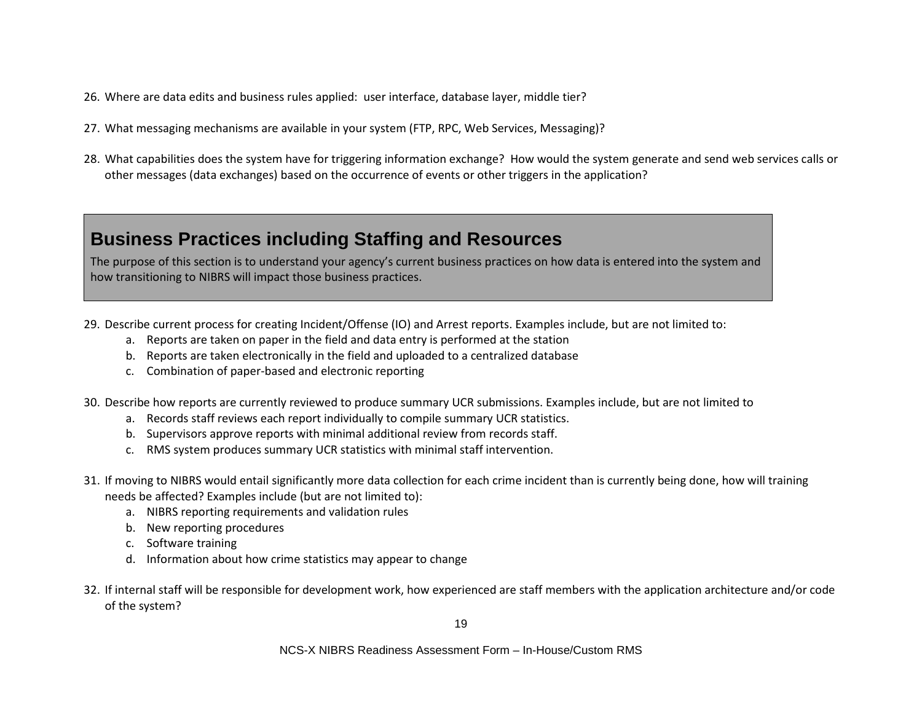26. Where are data edits and business rules applied: user interface, database layer, middle tier?

27. What messaging mechanisms are available in your system (FTP, RPC, Web Services, Messaging)?

28. What capabilities does the system have for triggering information exchange? How would the system generate and send web services calls or other messages (data exchanges) based on the occurrence of events or other triggers in the application?

## Business Practices including Staffing and Resources

The purpose of this section is to understand your agency's current business practices on how data is entered into the system and how transitioning to NIBRS will impact those business practices.

29. Describe current process for creating Incident/Offense (IO) and Arrest reports. Examples include, but are not limited to:
    a. Reports are taken on paper in the field and data entry is performed at the station
    b. Reports are taken electronically in the field and uploaded to a centralized database
    c. Combination of paper-based and electronic reporting

30. Describe how reports are currently reviewed to produce summary UCR submissions. Examples include, but are not limited to
    a. Records staff reviews each report individually to compile summary UCR statistics.
    b. Supervisors approve reports with minimal additional review from records staff.
    c. RMS system produces summary UCR statistics with minimal staff intervention.

31. If moving to NIBRS would entail significantly more data collection for each crime incident than is currently being done, how will training needs be affected? Examples include (but are not limited to):
    a. NIBRS reporting requirements and validation rules
    b. New reporting procedures
    c. Software training
    d. Information about how crime statistics may appear to change

32. If internal staff will be responsible for development work, how experienced are staff members with the application architecture and/or code of the system?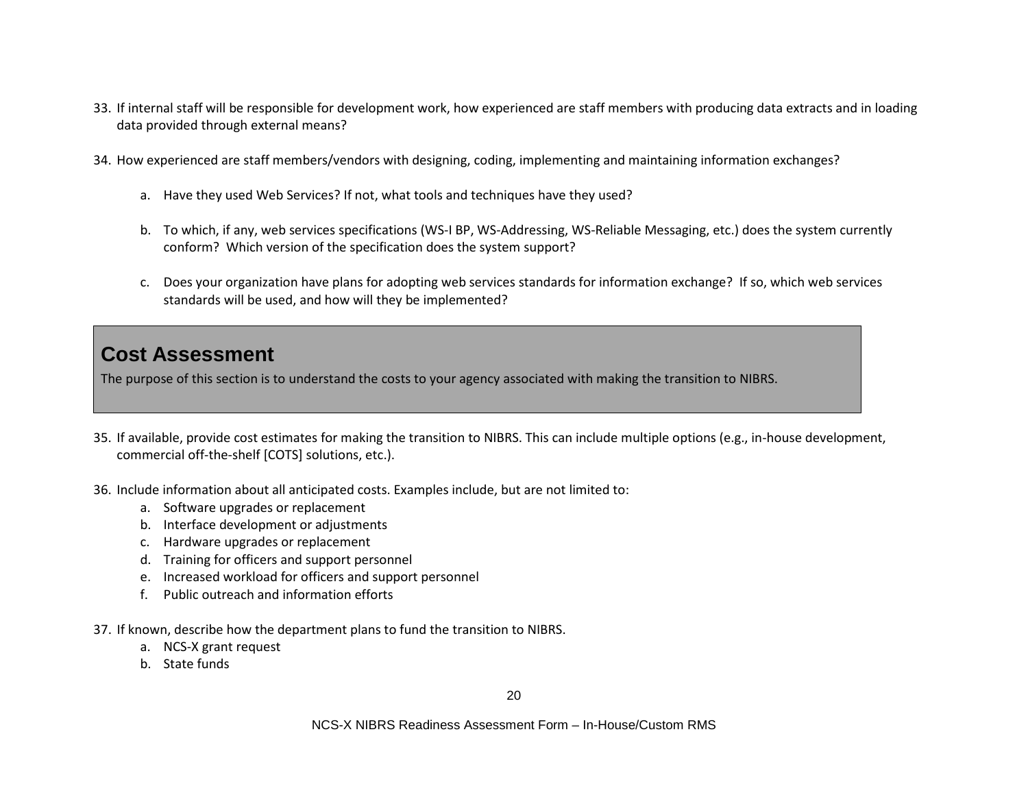33. If internal staff will be responsible for development work, how experienced are staff members with producing data extracts and in loading data provided through external means?

34. How experienced are staff members/vendors with designing, coding, implementing and maintaining information exchanges?

    a. Have they used Web Services? If not, what tools and techniques have they used?

    b. To which, if any, web services specifications (WS-I BP, WS-Addressing, WS-Reliable Messaging, etc.) does the system currently conform? Which version of the specification does the system support?

    c. Does your organization have plans for adopting web services standards for information exchange? If so, which web services standards will be used, and how will they be implemented?

## Cost Assessment

The purpose of this section is to understand the costs to your agency associated with making the transition to NIBRS.

35. If available, provide cost estimates for making the transition to NIBRS. This can include multiple options (e.g., in-house development, commercial off-the-shelf [COTS] solutions, etc.).

36. Include information about all anticipated costs. Examples include, but are not limited to:
    a. Software upgrades or replacement
    b. Interface development or adjustments
    c. Hardware upgrades or replacement
    d. Training for officers and support personnel
    e. Increased workload for officers and support personnel
    f. Public outreach and information efforts

37. If known, describe how the department plans to fund the transition to NIBRS.
    a. NCS-X grant request
    b. State funds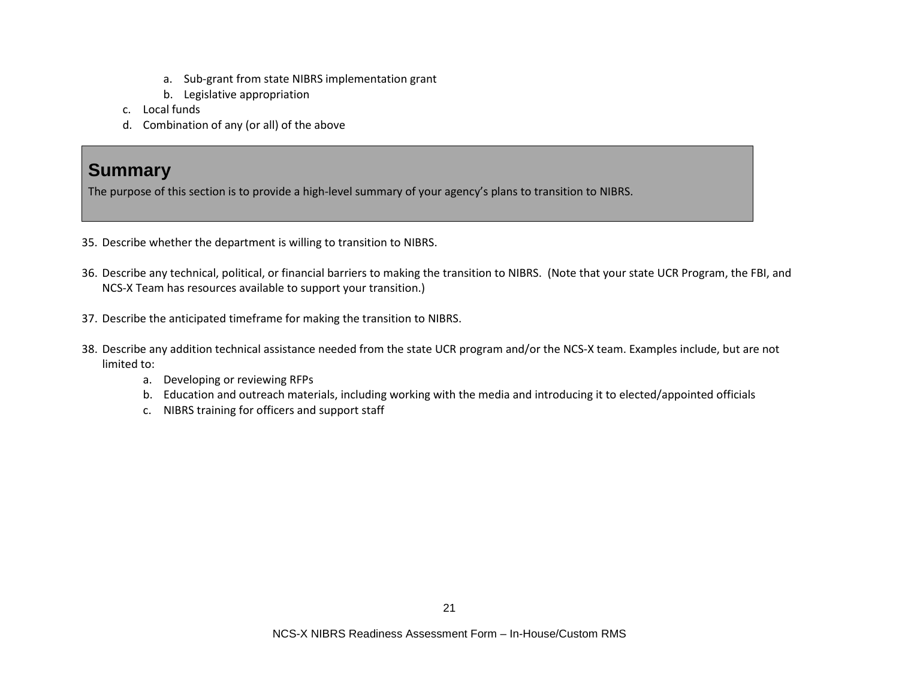a. Sub-grant from state NIBRS implementation grant
   b. Legislative appropriation

c. Local funds
d. Combination of any (or all) of the above

## Summary

The purpose of this section is to provide a high-level summary of your agency's plans to transition to NIBRS.

35. Describe whether the department is willing to transition to NIBRS.

36. Describe any technical, political, or financial barriers to making the transition to NIBRS. (Note that your state UCR Program, the FBI, and NCS-X Team has resources available to support your transition.)

37. Describe the anticipated timeframe for making the transition to NIBRS.

38. Describe any addition technical assistance needed from the state UCR program and/or the NCS-X team. Examples include, but are not limited to:
    a. Developing or reviewing RFPs
    b. Education and outreach materials, including working with the media and introducing it to elected/appointed officials
    c. NIBRS training for officers and support staff